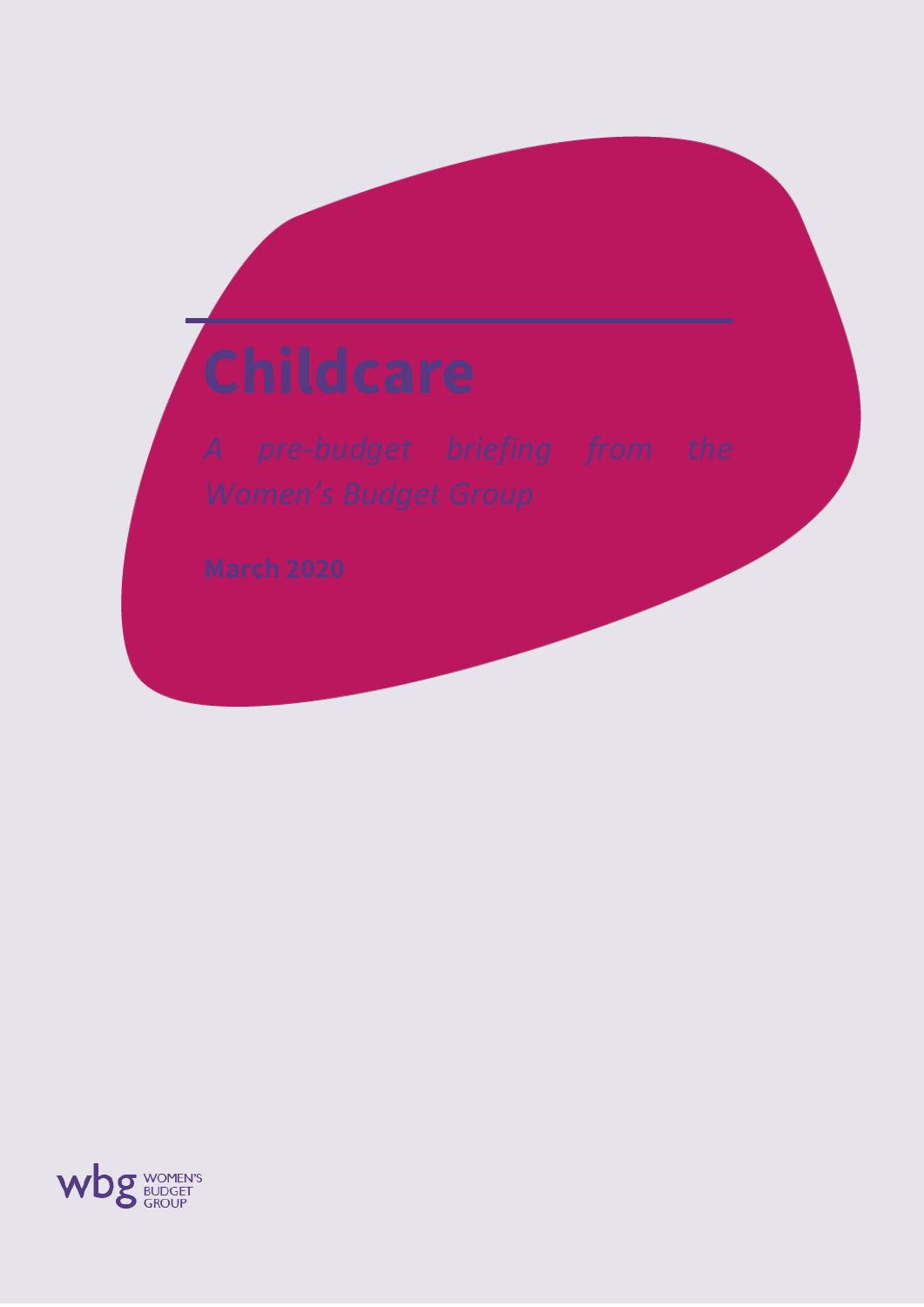# Childcare

*A pre-budget briefing from the Women's Budget Group*

**March 2020**

wbg WOMEN'S BUDGET GROUP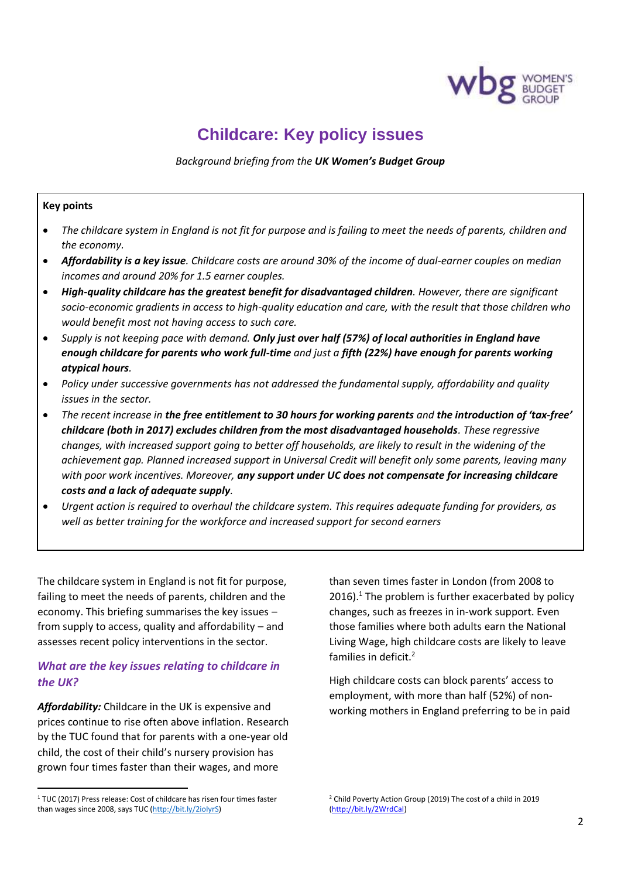# Childcare: Key policy issues

*Background briefing from the **UK Women's Budget Group***

**Key points**

- *The childcare system in England is not fit for purpose and is failing to meet the needs of parents, children and the economy.*
- ***Affordability is a key issue**. Childcare costs are around 30% of the income of dual-earner couples on median incomes and around 20% for 1.5 earner couples.*
- ***High-quality childcare has the greatest benefit for disadvantaged children**. However, there are significant socio-economic gradients in access to high-quality education and care, with the result that those children who would benefit most not having access to such care.*
- *Supply is not keeping pace with demand. **Only just over half (57%) of local authorities in England have enough childcare for parents who work full-time** and just a **fifth (22%) have enough for parents working atypical hours**.*
- *Policy under successive governments has not addressed the fundamental supply, affordability and quality issues in the sector.*
- *The recent increase in **the free entitlement to 30 hours for working parents** and **the introduction of 'tax-free' childcare (both in 2017) excludes children from the most disadvantaged households**. These regressive changes, with increased support going to better off households, are likely to result in the widening of the achievement gap. Planned increased support in Universal Credit will benefit only some parents, leaving many with poor work incentives. Moreover, **any support under UC does not compensate for increasing childcare costs and a lack of adequate supply**.*
- *Urgent action is required to overhaul the childcare system. This requires adequate funding for providers, as well as better training for the workforce and increased support for second earners*

The childcare system in England is not fit for purpose, failing to meet the needs of parents, children and the economy. This briefing summarises the key issues – from supply to access, quality and affordability – and assesses recent policy interventions in the sector.

## *What are the key issues relating to childcare in the UK?*

***Affordability:*** Childcare in the UK is expensive and prices continue to rise often above inflation. Research by the TUC found that for parents with a one-year old child, the cost of their child's nursery provision has grown four times faster than their wages, and more than seven times faster in London (from 2008 to 2016).[1] The problem is further exacerbated by policy changes, such as freezes in in-work support. Even those families where both adults earn the National Living Wage, high childcare costs are likely to leave families in deficit.[2]

High childcare costs can block parents' access to employment, with more than half (52%) of non-working mothers in England preferring to be in paid

[1] TUC (2017) Press release: Cost of childcare has risen four times faster than wages since 2008, says TUC (http://bit.ly/2iolyrS)

[2] Child Poverty Action Group (2019) The cost of a child in 2019 (http://bit.ly/2WrdCal)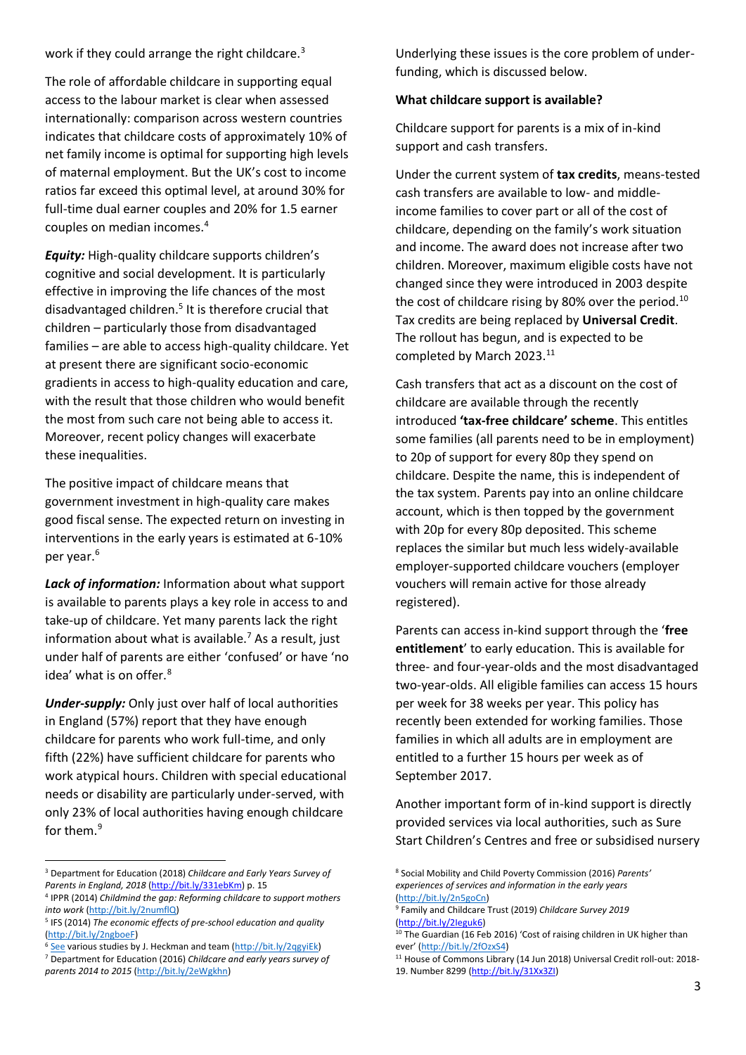work if they could arrange the right childcare.[3]

The role of affordable childcare in supporting equal access to the labour market is clear when assessed internationally: comparison across western countries indicates that childcare costs of approximately 10% of net family income is optimal for supporting high levels of maternal employment. But the UK's cost to income ratios far exceed this optimal level, at around 30% for full-time dual earner couples and 20% for 1.5 earner couples on median incomes.[4]

***Equity:*** High-quality childcare supports children's cognitive and social development. It is particularly effective in improving the life chances of the most disadvantaged children.[5] It is therefore crucial that children – particularly those from disadvantaged families – are able to access high-quality childcare. Yet at present there are significant socio-economic gradients in access to high-quality education and care, with the result that those children who would benefit the most from such care not being able to access it. Moreover, recent policy changes will exacerbate these inequalities.

The positive impact of childcare means that government investment in high-quality care makes good fiscal sense. The expected return on investing in interventions in the early years is estimated at 6-10% per year.[6]

***Lack of information:*** Information about what support is available to parents plays a key role in access to and take-up of childcare. Yet many parents lack the right information about what is available.[7] As a result, just under half of parents are either 'confused' or have 'no idea' what is on offer.[8]

***Under-supply:*** Only just over half of local authorities in England (57%) report that they have enough childcare for parents who work full-time, and only fifth (22%) have sufficient childcare for parents who work atypical hours. Children with special educational needs or disability are particularly under-served, with only 23% of local authorities having enough childcare for them.[9]

Underlying these issues is the core problem of under-funding, which is discussed below.

**What childcare support is available?**

Childcare support for parents is a mix of in-kind support and cash transfers.

Under the current system of **tax credits**, means-tested cash transfers are available to low- and middle-income families to cover part or all of the cost of childcare, depending on the family's work situation and income. The award does not increase after two children. Moreover, maximum eligible costs have not changed since they were introduced in 2003 despite the cost of childcare rising by 80% over the period.[10] Tax credits are being replaced by **Universal Credit**. The rollout has begun, and is expected to be completed by March 2023.[11]

Cash transfers that act as a discount on the cost of childcare are available through the recently introduced **'tax-free childcare' scheme**. This entitles some families (all parents need to be in employment) to 20p of support for every 80p they spend on childcare. Despite the name, this is independent of the tax system. Parents pay into an online childcare account, which is then topped by the government with 20p for every 80p deposited. This scheme replaces the similar but much less widely-available employer-supported childcare vouchers (employer vouchers will remain active for those already registered).

Parents can access in-kind support through the '**free entitlement**' to early education. This is available for three- and four-year-olds and the most disadvantaged two-year-olds. All eligible families can access 15 hours per week for 38 weeks per year. This policy has recently been extended for working families. Those families in which all adults are in employment are entitled to a further 15 hours per week as of September 2017.

Another important form of in-kind support is directly provided services via local authorities, such as Sure Start Children's Centres and free or subsidised nursery

---

[3] Department for Education (2018) *Childcare and Early Years Survey of Parents in England, 2018* (http://bit.ly/331ebKm) p. 15

[4] IPPR (2014) *Childmind the gap: Reforming childcare to support mothers into work* (http://bit.ly/2numflQ)

[5] IFS (2014) *The economic effects of pre-school education and quality* (http://bit.ly/2ngboeF)

[6] See various studies by J. Heckman and team (http://bit.ly/2qgyiEk)

[7] Department for Education (2016) *Childcare and early years survey of parents 2014 to 2015* (http://bit.ly/2eWgkhn)

[8] Social Mobility and Child Poverty Commission (2016) *Parents' experiences of services and information in the early years* (http://bit.ly/2n5goCn)

[9] Family and Childcare Trust (2019) *Childcare Survey 2019* (http://bit.ly/2Ieguk6)

[10] The Guardian (16 Feb 2016) 'Cost of raising children in UK higher than ever' (http://bit.ly/2fOzxS4)

[11] House of Commons Library (14 Jun 2018) Universal Credit roll-out: 2018-19. Number 8299 (http://bit.ly/31Xx3ZI)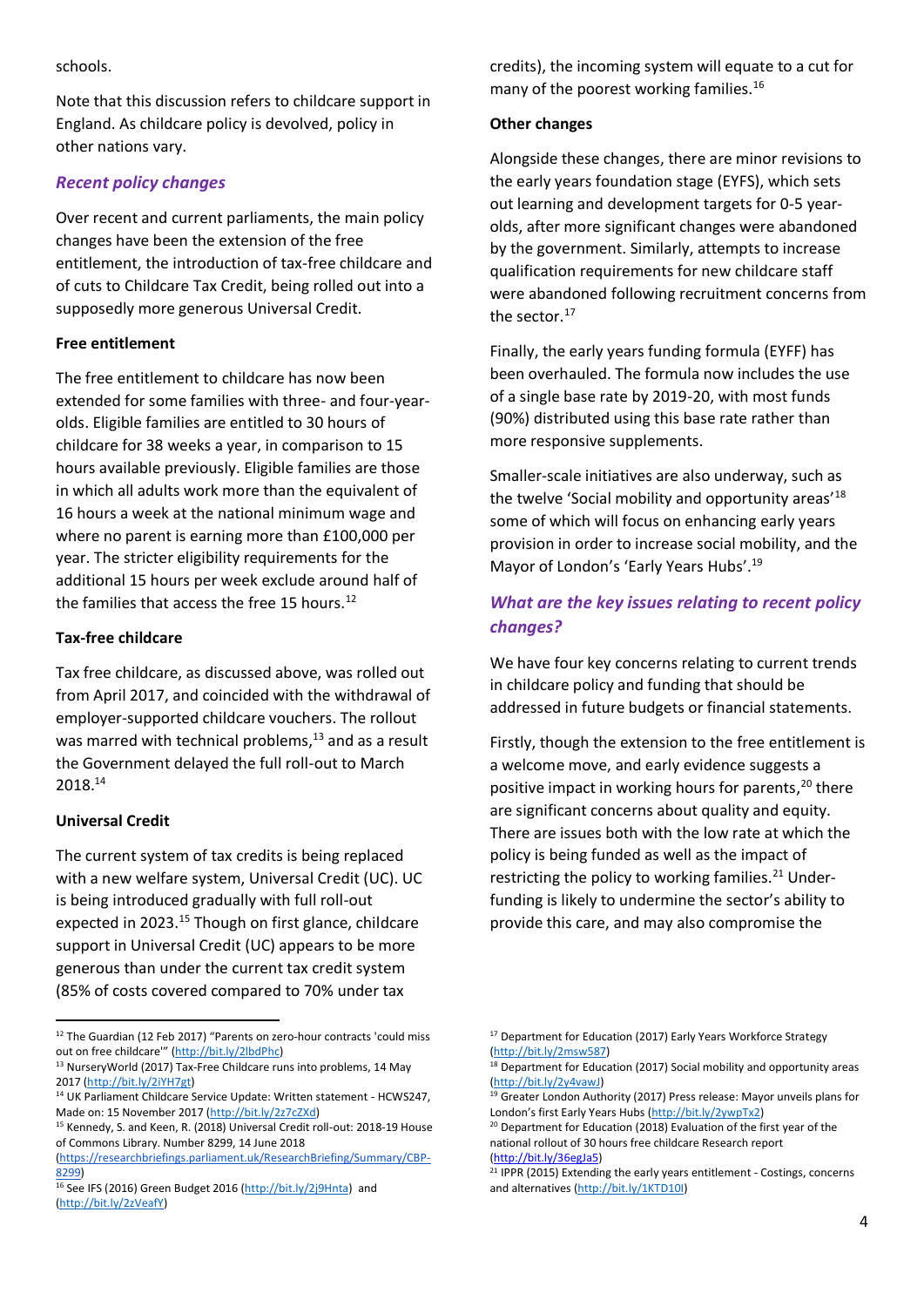schools.

Note that this discussion refers to childcare support in England. As childcare policy is devolved, policy in other nations vary.

### *Recent policy changes*

Over recent and current parliaments, the main policy changes have been the extension of the free entitlement, the introduction of tax-free childcare and of cuts to Childcare Tax Credit, being rolled out into a supposedly more generous Universal Credit.

**Free entitlement**

The free entitlement to childcare has now been extended for some families with three- and four-year-olds. Eligible families are entitled to 30 hours of childcare for 38 weeks a year, in comparison to 15 hours available previously. Eligible families are those in which all adults work more than the equivalent of 16 hours a week at the national minimum wage and where no parent is earning more than £100,000 per year. The stricter eligibility requirements for the additional 15 hours per week exclude around half of the families that access the free 15 hours.[12]

**Tax-free childcare**

Tax free childcare, as discussed above, was rolled out from April 2017, and coincided with the withdrawal of employer-supported childcare vouchers. The rollout was marred with technical problems,[13] and as a result the Government delayed the full roll-out to March 2018.[14]

**Universal Credit**

The current system of tax credits is being replaced with a new welfare system, Universal Credit (UC). UC is being introduced gradually with full roll-out expected in 2023.[15] Though on first glance, childcare support in Universal Credit (UC) appears to be more generous than under the current tax credit system (85% of costs covered compared to 70% under tax credits), the incoming system will equate to a cut for many of the poorest working families.[16]

**Other changes**

Alongside these changes, there are minor revisions to the early years foundation stage (EYFS), which sets out learning and development targets for 0-5 year-olds, after more significant changes were abandoned by the government. Similarly, attempts to increase qualification requirements for new childcare staff were abandoned following recruitment concerns from the sector.[17]

Finally, the early years funding formula (EYFF) has been overhauled. The formula now includes the use of a single base rate by 2019-20, with most funds (90%) distributed using this base rate rather than more responsive supplements.

Smaller-scale initiatives are also underway, such as the twelve 'Social mobility and opportunity areas'[18] some of which will focus on enhancing early years provision in order to increase social mobility, and the Mayor of London's 'Early Years Hubs'.[19]

### *What are the key issues relating to recent policy changes?*

We have four key concerns relating to current trends in childcare policy and funding that should be addressed in future budgets or financial statements.

Firstly, though the extension to the free entitlement is a welcome move, and early evidence suggests a positive impact in working hours for parents,[20] there are significant concerns about quality and equity. There are issues both with the low rate at which the policy is being funded as well as the impact of restricting the policy to working families.[21] Under-funding is likely to undermine the sector's ability to provide this care, and may also compromise the

---

[12] The Guardian (12 Feb 2017) "Parents on zero-hour contracts 'could miss out on free childcare'" (http://bit.ly/2lbdPhc)

[13] NurseryWorld (2017) Tax-Free Childcare runs into problems, 14 May 2017 (http://bit.ly/2iYH7gt)

[14] UK Parliament Childcare Service Update: Written statement - HCWS247, Made on: 15 November 2017 (http://bit.ly/2z7cZXd)

[15] Kennedy, S. and Keen, R. (2018) Universal Credit roll-out: 2018-19 House of Commons Library. Number 8299, 14 June 2018 (https://researchbriefings.parliament.uk/ResearchBriefing/Summary/CBP-8299)

[16] See IFS (2016) Green Budget 2016 (http://bit.ly/2j9Hnta) and (http://bit.ly/2zVeafY)

[17] Department for Education (2017) Early Years Workforce Strategy (http://bit.ly/2msw587)

[18] Department for Education (2017) Social mobility and opportunity areas (http://bit.ly/2y4vawJ)

[19] Greater London Authority (2017) Press release: Mayor unveils plans for London's first Early Years Hubs (http://bit.ly/2ywpTx2)

[20] Department for Education (2018) Evaluation of the first year of the national rollout of 30 hours free childcare Research report (http://bit.ly/36egJa5)

[21] IPPR (2015) Extending the early years entitlement - Costings, concerns and alternatives (http://bit.ly/1KTD10I)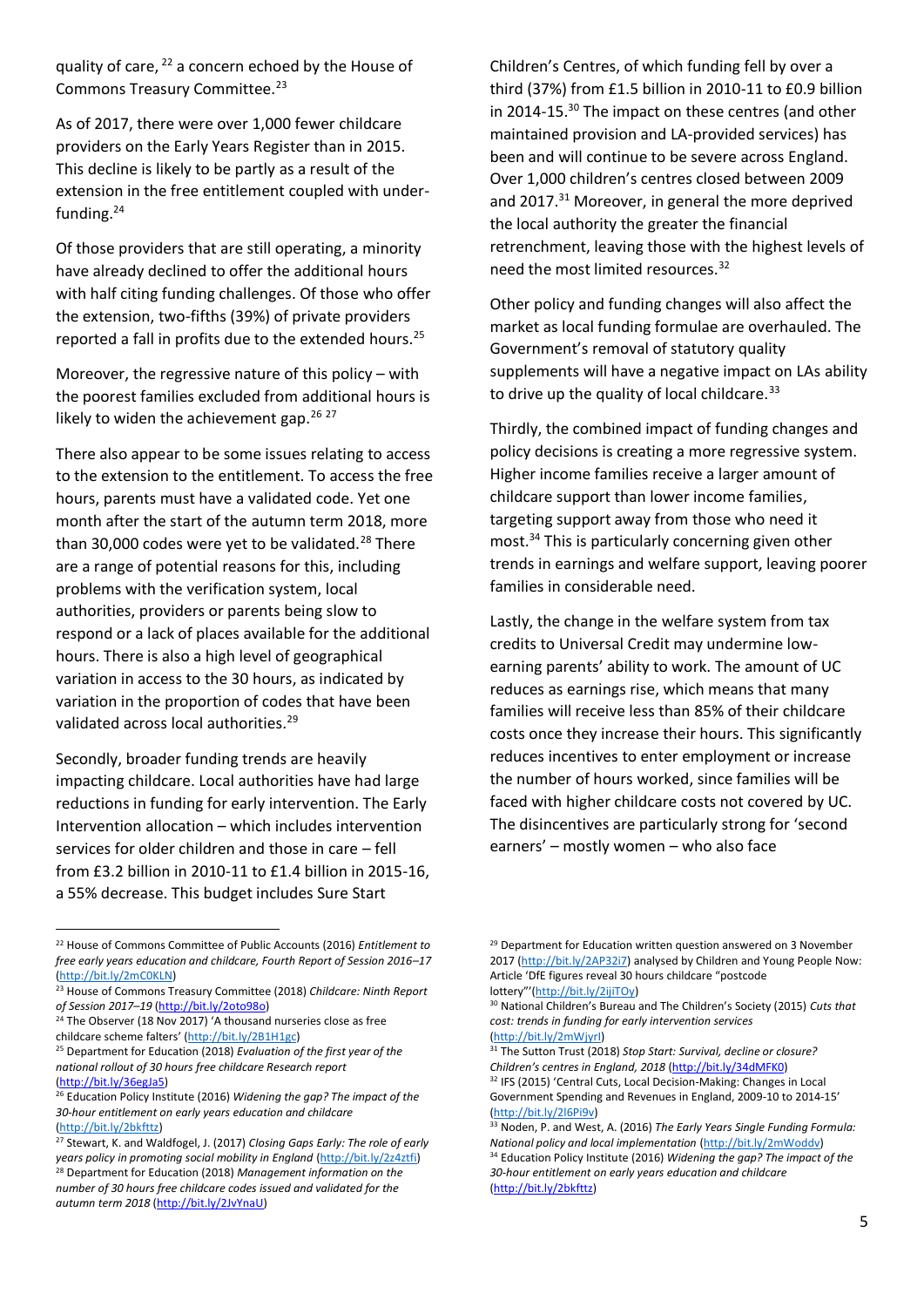quality of care,[22] a concern echoed by the House of Commons Treasury Committee.[23]

As of 2017, there were over 1,000 fewer childcare providers on the Early Years Register than in 2015. This decline is likely to be partly as a result of the extension in the free entitlement coupled with under-funding.[24]

Of those providers that are still operating, a minority have already declined to offer the additional hours with half citing funding challenges. Of those who offer the extension, two-fifths (39%) of private providers reported a fall in profits due to the extended hours.[25]

Moreover, the regressive nature of this policy – with the poorest families excluded from additional hours is likely to widen the achievement gap.[26] [27]

There also appear to be some issues relating to access to the extension to the entitlement. To access the free hours, parents must have a validated code. Yet one month after the start of the autumn term 2018, more than 30,000 codes were yet to be validated.[28] There are a range of potential reasons for this, including problems with the verification system, local authorities, providers or parents being slow to respond or a lack of places available for the additional hours. There is also a high level of geographical variation in access to the 30 hours, as indicated by variation in the proportion of codes that have been validated across local authorities.[29]

Secondly, broader funding trends are heavily impacting childcare. Local authorities have had large reductions in funding for early intervention. The Early Intervention allocation – which includes intervention services for older children and those in care – fell from £3.2 billion in 2010-11 to £1.4 billion in 2015-16, a 55% decrease. This budget includes Sure Start Children's Centres, of which funding fell by over a third (37%) from £1.5 billion in 2010-11 to £0.9 billion in 2014-15.[30] The impact on these centres (and other maintained provision and LA-provided services) has been and will continue to be severe across England. Over 1,000 children's centres closed between 2009 and 2017.[31] Moreover, in general the more deprived the local authority the greater the financial retrenchment, leaving those with the highest levels of need the most limited resources.[32]

Other policy and funding changes will also affect the market as local funding formulae are overhauled. The Government's removal of statutory quality supplements will have a negative impact on LAs ability to drive up the quality of local childcare.[33]

Thirdly, the combined impact of funding changes and policy decisions is creating a more regressive system. Higher income families receive a larger amount of childcare support than lower income families, targeting support away from those who need it most.[34] This is particularly concerning given other trends in earnings and welfare support, leaving poorer families in considerable need.

Lastly, the change in the welfare system from tax credits to Universal Credit may undermine low-earning parents' ability to work. The amount of UC reduces as earnings rise, which means that many families will receive less than 85% of their childcare costs once they increase their hours. This significantly reduces incentives to enter employment or increase the number of hours worked, since families will be faced with higher childcare costs not covered by UC. The disincentives are particularly strong for 'second earners' – mostly women – who also face

---

[22] House of Commons Committee of Public Accounts (2016) *Entitlement to free early years education and childcare, Fourth Report of Session 2016–17* (http://bit.ly/2mC0KLN)

[23] House of Commons Treasury Committee (2018) *Childcare: Ninth Report of Session 2017–19* (http://bit.ly/2oto98o)

[24] The Observer (18 Nov 2017) 'A thousand nurseries close as free childcare scheme falters' (http://bit.ly/2B1H1gc)

[25] Department for Education (2018) *Evaluation of the first year of the national rollout of 30 hours free childcare Research report* (http://bit.ly/36egJa5)

[26] Education Policy Institute (2016) *Widening the gap? The impact of the 30-hour entitlement on early years education and childcare* (http://bit.ly/2bkfttz)

[27] Stewart, K. and Waldfogel, J. (2017) *Closing Gaps Early: The role of early years policy in promoting social mobility in England* (http://bit.ly/2z4ztfi)

[28] Department for Education (2018) *Management information on the number of 30 hours free childcare codes issued and validated for the autumn term 2018* (http://bit.ly/2JvYnaU)

[29] Department for Education written question answered on 3 November 2017 (http://bit.ly/2AP32i7) analysed by Children and Young People Now: Article 'DfE figures reveal 30 hours childcare "postcode lottery"'(http://bit.ly/2ijiTOy)

[30] National Children's Bureau and The Children's Society (2015) *Cuts that cost: trends in funding for early intervention services* (http://bit.ly/2mWjyrl)

[31] The Sutton Trust (2018) *Stop Start: Survival, decline or closure? Children's centres in England, 2018* (http://bit.ly/34dMFK0)

[32] IFS (2015) 'Central Cuts, Local Decision-Making: Changes in Local Government Spending and Revenues in England, 2009-10 to 2014-15' (http://bit.ly/2l6Pi9v)

[33] Noden, P. and West, A. (2016) *The Early Years Single Funding Formula: National policy and local implementation* (http://bit.ly/2mWoddv)

[34] Education Policy Institute (2016) *Widening the gap? The impact of the 30-hour entitlement on early years education and childcare* (http://bit.ly/2bkfttz)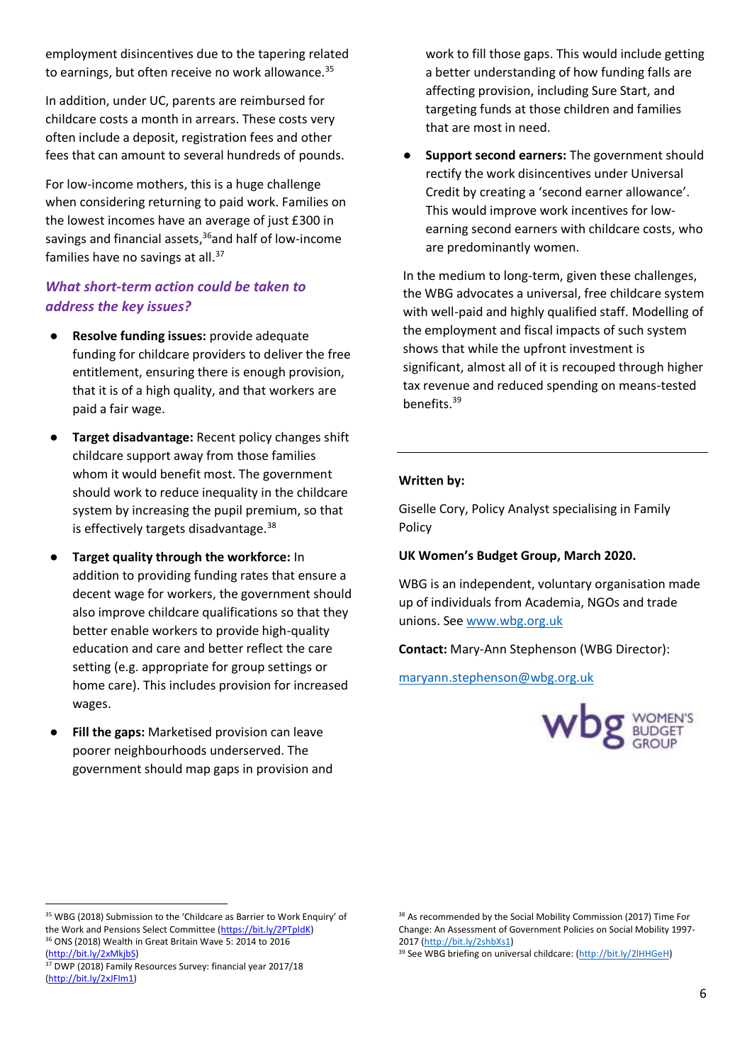employment disincentives due to the tapering related to earnings, but often receive no work allowance.[35]

In addition, under UC, parents are reimbursed for childcare costs a month in arrears. These costs very often include a deposit, registration fees and other fees that can amount to several hundreds of pounds.

For low-income mothers, this is a huge challenge when considering returning to paid work. Families on the lowest incomes have an average of just £300 in savings and financial assets,[36]and half of low-income families have no savings at all.[37]

### *What short-term action could be taken to address the key issues?*

- **Resolve funding issues:** provide adequate funding for childcare providers to deliver the free entitlement, ensuring there is enough provision, that it is of a high quality, and that workers are paid a fair wage.
- **Target disadvantage:** Recent policy changes shift childcare support away from those families whom it would benefit most. The government should work to reduce inequality in the childcare system by increasing the pupil premium, so that is effectively targets disadvantage.[38]
- **Target quality through the workforce:** In addition to providing funding rates that ensure a decent wage for workers, the government should also improve childcare qualifications so that they better enable workers to provide high-quality education and care and better reflect the care setting (e.g. appropriate for group settings or home care). This includes provision for increased wages.
- **Fill the gaps:** Marketised provision can leave poorer neighbourhoods underserved. The government should map gaps in provision and work to fill those gaps. This would include getting a better understanding of how funding falls are affecting provision, including Sure Start, and targeting funds at those children and families that are most in need.
- **Support second earners:** The government should rectify the work disincentives under Universal Credit by creating a 'second earner allowance'. This would improve work incentives for low-earning second earners with childcare costs, who are predominantly women.

In the medium to long-term, given these challenges, the WBG advocates a universal, free childcare system with well-paid and highly qualified staff. Modelling of the employment and fiscal impacts of such system shows that while the upfront investment is significant, almost all of it is recouped through higher tax revenue and reduced spending on means-tested benefits.[39]

---

**Written by:**

Giselle Cory, Policy Analyst specialising in Family Policy

**UK Women's Budget Group, March 2020.**

WBG is an independent, voluntary organisation made up of individuals from Academia, NGOs and trade unions. See www.wbg.org.uk

**Contact:** Mary-Ann Stephenson (WBG Director):

maryann.stephenson@wbg.org.uk

wbg WOMEN'S BUDGET GROUP

---

[35] WBG (2018) Submission to the 'Childcare as Barrier to Work Enquiry' of the Work and Pensions Select Committee (https://bit.ly/2PTpldK)

[36] ONS (2018) Wealth in Great Britain Wave 5: 2014 to 2016 (http://bit.ly/2xMkjbS)

[37] DWP (2018) Family Resources Survey: financial year 2017/18 (http://bit.ly/2xJFIm1)

[38] As recommended by the Social Mobility Commission (2017) Time For Change: An Assessment of Government Policies on Social Mobility 1997-2017 (http://bit.ly/2shbXs1)

[39] See WBG briefing on universal childcare: (http://bit.ly/2lHHGeH)